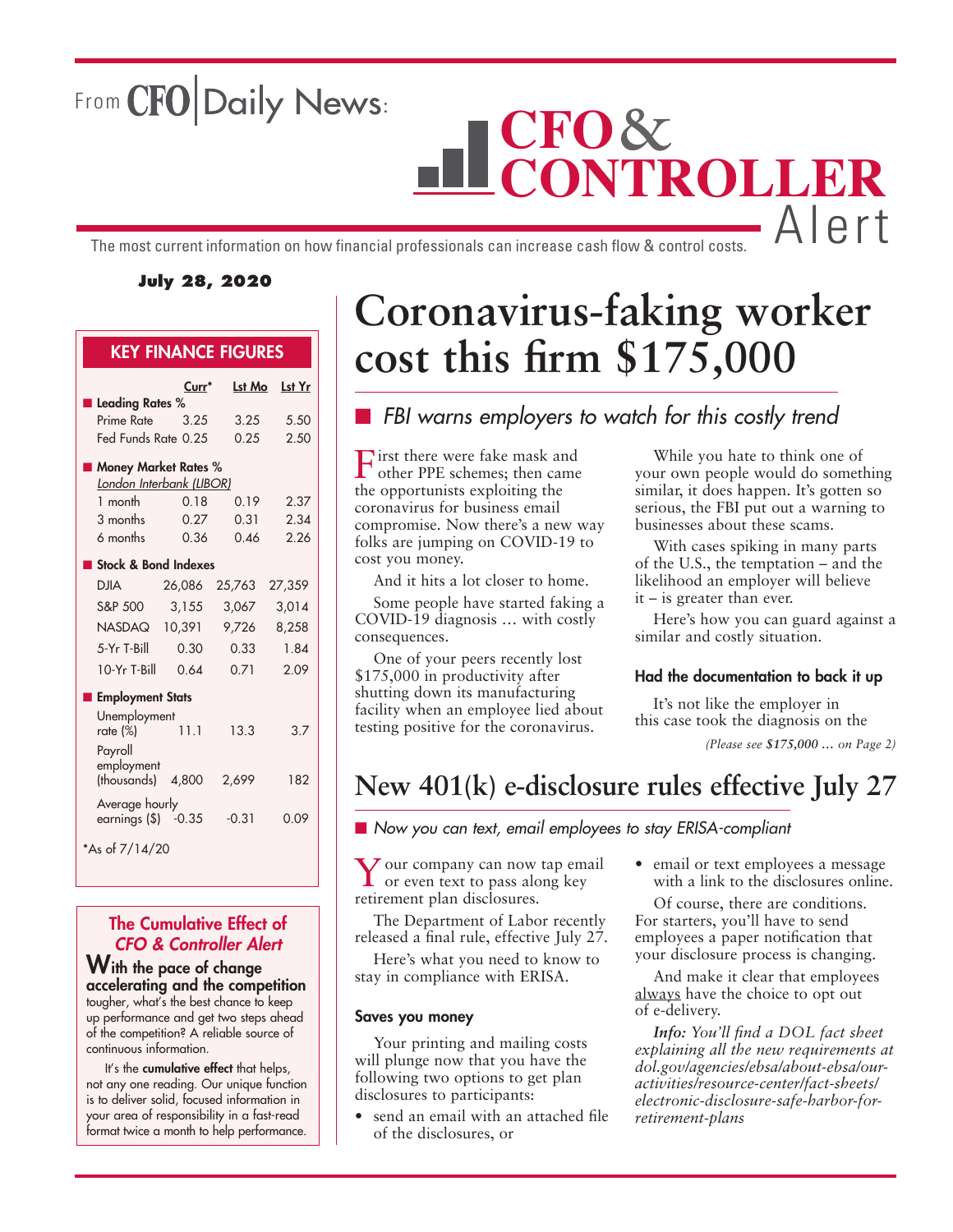From CFO Daily News:

# CFO & CONTROLLER Alert

The most current information on how financial professionals can increase cash flow & control costs.

**July 28, 2020**

## KEY FINANCE FIGURES

| | Curr* | Lst Mo | Lst Yr |
|---|---|---|---|
| **Leading Rates %** | | | |
| Prime Rate | 3.25 | 3.25 | 5.50 |
| Fed Funds Rate | 0.25 | 0.25 | 2.50 |
| **Money Market Rates %** | | | |
| *London Interbank (LIBOR)* | | | |
| 1 month | 0.18 | 0.19 | 2.37 |
| 3 months | 0.27 | 0.31 | 2.34 |
| 6 months | 0.36 | 0.46 | 2.26 |
| **Stock & Bond Indexes** | | | |
| DJIA | 26,086 | 25,763 | 27,359 |
| S&P 500 | 3,155 | 3,067 | 3,014 |
| NASDAQ | 10,391 | 9,726 | 8,258 |
| 5-Yr T-Bill | 0.30 | 0.33 | 1.84 |
| 10-Yr T-Bill | 0.64 | 0.71 | 2.09 |
| **Employment Stats** | | | |
| Unemployment rate (%) | 11.1 | 13.3 | 3.7 |
| Payroll employment (thousands) | 4,800 | 2,699 | 182 |
| Average hourly earnings ($) | -0.35 | -0.31 | 0.09 |

*As of 7/14/20

### The Cumulative Effect of *CFO & Controller Alert*

**With the pace of change accelerating and the competition** tougher, what's the best chance to keep up performance and get two steps ahead of the competition? A reliable source of continuous information.

It's the **cumulative effect** that helps, not any one reading. Our unique function is to deliver solid, focused information in your area of responsibility in a fast-read format twice a month to help performance.

# Coronavirus-faking worker cost this firm $175,000

## *FBI warns employers to watch for this costly trend*

First there were fake mask and other PPE schemes; then came the opportunists exploiting the coronavirus for business email compromise. Now there's a new way folks are jumping on COVID-19 to cost you money.

And it hits a lot closer to home.

Some people have started faking a COVID-19 diagnosis … with costly consequences.

One of your peers recently lost $175,000 in productivity after shutting down its manufacturing facility when an employee lied about testing positive for the coronavirus.

While you hate to think one of your own people would do something similar, it does happen. It's gotten so serious, the FBI put out a warning to businesses about these scams.

With cases spiking in many parts of the U.S., the temptation – and the likelihood an employer will believe it – is greater than ever.

Here's how you can guard against a similar and costly situation.

### Had the documentation to back it up

It's not like the employer in this case took the diagnosis on the

*(Please see **$175,000 …** on Page 2)*

# New 401(k) e-disclosure rules effective July 27

## *Now you can text, email employees to stay ERISA-compliant*

Your company can now tap email or even text to pass along key retirement plan disclosures.

The Department of Labor recently released a final rule, effective July 27.

Here's what you need to know to stay in compliance with ERISA.

### Saves you money

Your printing and mailing costs will plunge now that you have the following two options to get plan disclosures to participants:

- send an email with an attached file of the disclosures, or
- email or text employees a message with a link to the disclosures online.

Of course, there are conditions. For starters, you'll have to send employees a paper notification that your disclosure process is changing.

And make it clear that employees always have the choice to opt out of e-delivery.

***Info:*** *You'll find a DOL fact sheet explaining all the new requirements at dol.gov/agencies/ebsa/about-ebsa/our-activities/resource-center/fact-sheets/electronic-disclosure-safe-harbor-for-retirement-plans*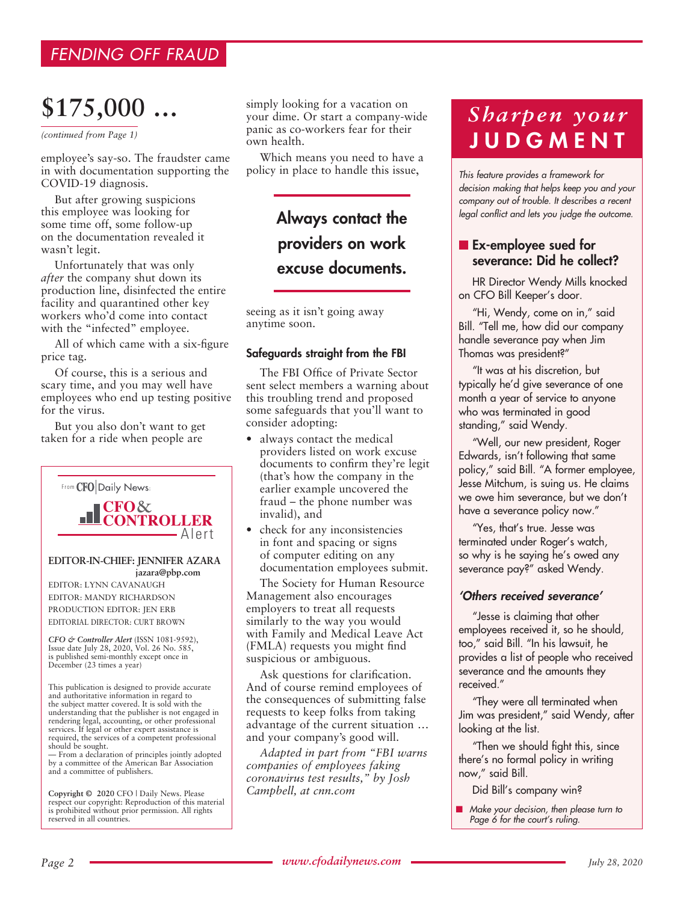## FENDING OFF FRAUD

# $175,000 ...

*(continued from Page 1)*

employee's say-so. The fraudster came in with documentation supporting the COVID-19 diagnosis.

But after growing suspicions this employee was looking for some time off, some follow-up on the documentation revealed it wasn't legit.

Unfortunately that was only *after* the company shut down its production line, disinfected the entire facility and quarantined other key workers who'd come into contact with the "infected" employee.

All of which came with a six-figure price tag.

Of course, this is a serious and scary time, and you may well have employees who end up testing positive for the virus.

But you also don't want to get taken for a ride when people are simply looking for a vacation on your dime. Or start a company-wide panic as co-workers fear for their own health.

Which means you need to have a policy in place to handle this issue, seeing as it isn't going away anytime soon.

> **Always contact the providers on work excuse documents.**

### Safeguards straight from the FBI

The FBI Office of Private Sector sent select members a warning about this troubling trend and proposed some safeguards that you'll want to consider adopting:

- always contact the medical providers listed on work excuse documents to confirm they're legit (that's how the company in the earlier example uncovered the fraud – the phone number was invalid), and
- check for any inconsistencies in font and spacing or signs of computer editing on any documentation employees submit.

The Society for Human Resource Management also encourages employers to treat all requests similarly to the way you would with Family and Medical Leave Act (FMLA) requests you might find suspicious or ambiguous.

Ask questions for clarification. And of course remind employees of the consequences of submitting false requests to keep folks from taking advantage of the current situation … and your company's good will.

*Adapted in part from "FBI warns companies of employees faking coronavirus test results," by Josh Campbell, at cnn.com*

---

From CFO | Daily News:

**CFO & CONTROLLER Alert**

**EDITOR-IN-CHIEF: JENNIFER AZARA**
**jazara@pbp.com**

EDITOR: LYNN CAVANAUGH
EDITOR: MANDY RICHARDSON
PRODUCTION EDITOR: JEN ERB
EDITORIAL DIRECTOR: CURT BROWN

*CFO & Controller Alert* (ISSN 1081-9592), Issue date July 28, 2020, Vol. 26 No. 585, is published semi-monthly except once in December (23 times a year)

This publication is designed to provide accurate and authoritative information in regard to the subject matter covered. It is sold with the understanding that the publisher is not engaged in rendering legal, accounting, or other professional services. If legal or other expert assistance is required, the services of a competent professional should be sought.
— From a declaration of principles jointly adopted by a committee of the American Bar Association and a committee of publishers.

**Copyright © 2020** CFO | Daily News. Please respect our copyright: Reproduction of this material is prohibited without prior permission. All rights reserved in all countries.

---

## *Sharpen your* JUDGMENT

*This feature provides a framework for decision making that helps keep you and your company out of trouble. It describes a recent legal conflict and lets you judge the outcome.*

### Ex-employee sued for severance: Did he collect?

HR Director Wendy Mills knocked on CFO Bill Keeper's door.

"Hi, Wendy, come on in," said Bill. "Tell me, how did our company handle severance pay when Jim Thomas was president?"

"It was at his discretion, but typically he'd give severance of one month a year of service to anyone who was terminated in good standing," said Wendy.

"Well, our new president, Roger Edwards, isn't following that same policy," said Bill. "A former employee, Jesse Mitchum, is suing us. He claims we owe him severance, but we don't have a severance policy now."

"Yes, that's true. Jesse was terminated under Roger's watch, so why is he saying he's owed any severance pay?" asked Wendy.

#### *'Others received severance'*

"Jesse is claiming that other employees received it, so he should, too," said Bill. "In his lawsuit, he provides a list of people who received severance and the amounts they received."

"They were all terminated when Jim was president," said Wendy, after looking at the list.

"Then we should fight this, since there's no formal policy in writing now," said Bill.

Did Bill's company win?

- *Make your decision, then please turn to Page 6 for the court's ruling.*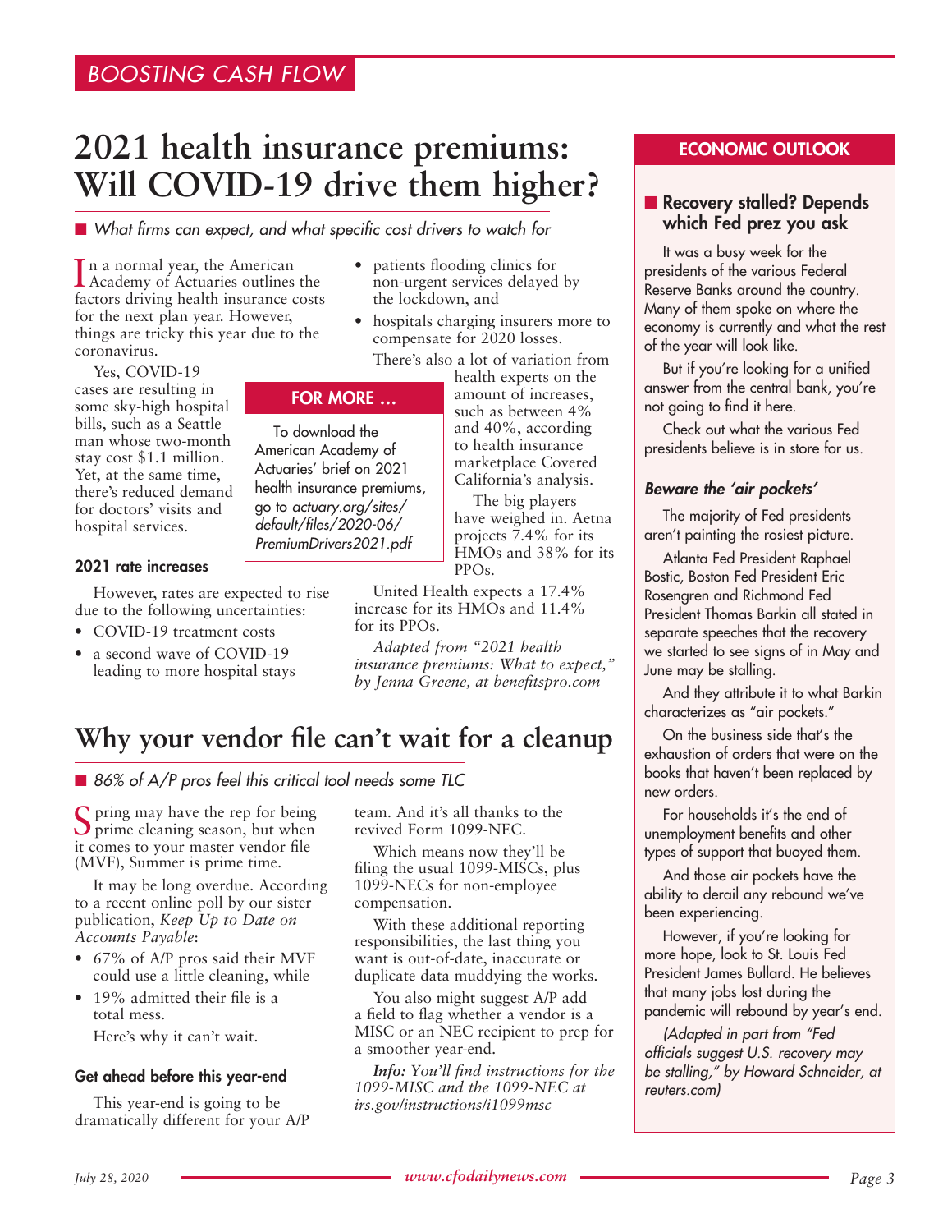BOOSTING CASH FLOW

# 2021 health insurance premiums: Will COVID-19 drive them higher?

■ *What firms can expect, and what specific cost drivers to watch for*

In a normal year, the American Academy of Actuaries outlines the factors driving health insurance costs for the next plan year. However, things are tricky this year due to the coronavirus.

Yes, COVID-19 cases are resulting in some sky-high hospital bills, such as a Seattle man whose two-month stay cost $1.1 million. Yet, at the same time, there's reduced demand for doctors' visits and hospital services.

### 2021 rate increases

However, rates are expected to rise due to the following uncertainties:

- COVID-19 treatment costs
- a second wave of COVID-19 leading to more hospital stays
- patients flooding clinics for non-urgent services delayed by the lockdown, and
- hospitals charging insurers more to compensate for 2020 losses.

There's also a lot of variation from health experts on the amount of increases, such as between 4% and 40%, according to health insurance marketplace Covered California's analysis.

The big players have weighed in. Aetna projects 7.4% for its HMOs and 38% for its PPOs.

United Health expects a 17.4% increase for its HMOs and 11.4% for its PPOs.

*Adapted from "2021 health insurance premiums: What to expect," by Jenna Greene, at benefitspro.com*

> **FOR MORE …**
>
> To download the American Academy of Actuaries' brief on 2021 health insurance premiums, go to *actuary.org/sites/default/files/2020-06/PremiumDrivers2021.pdf*

# Why your vendor file can't wait for a cleanup

■ *86% of A/P pros feel this critical tool needs some TLC*

Spring may have the rep for being prime cleaning season, but when it comes to your master vendor file (MVF), Summer is prime time.

It may be long overdue. According to a recent online poll by our sister publication, *Keep Up to Date on Accounts Payable*:

- 67% of A/P pros said their MVF could use a little cleaning, while
- 19% admitted their file is a total mess.

Here's why it can't wait.

### Get ahead before this year-end

This year-end is going to be dramatically different for your A/P team. And it's all thanks to the revived Form 1099-NEC.

Which means now they'll be filing the usual 1099-MISCs, plus 1099-NECs for non-employee compensation.

With these additional reporting responsibilities, the last thing you want is out-of-date, inaccurate or duplicate data muddying the works.

You also might suggest A/P add a field to flag whether a vendor is a MISC or an NEC recipient to prep for a smoother year-end.

***Info:*** *You'll find instructions for the 1099-MISC and the 1099-NEC at irs.gov/instructions/i1099msc*

## ECONOMIC OUTLOOK

### ■ Recovery stalled? Depends which Fed prez you ask

It was a busy week for the presidents of the various Federal Reserve Banks around the country. Many of them spoke on where the economy is currently and what the rest of the year will look like.

But if you're looking for a unified answer from the central bank, you're not going to find it here.

Check out what the various Fed presidents believe is in store for us.

#### *Beware the 'air pockets'*

The majority of Fed presidents aren't painting the rosiest picture.

Atlanta Fed President Raphael Bostic, Boston Fed President Eric Rosengren and Richmond Fed President Thomas Barkin all stated in separate speeches that the recovery we started to see signs of in May and June may be stalling.

And they attribute it to what Barkin characterizes as "air pockets."

On the business side that's the exhaustion of orders that were on the books that haven't been replaced by new orders.

For households it's the end of unemployment benefits and other types of support that buoyed them.

And those air pockets have the ability to derail any rebound we've been experiencing.

However, if you're looking for more hope, look to St. Louis Fed President James Bullard. He believes that many jobs lost during the pandemic will rebound by year's end.

*(Adapted in part from "Fed officials suggest U.S. recovery may be stalling," by Howard Schneider, at reuters.com)*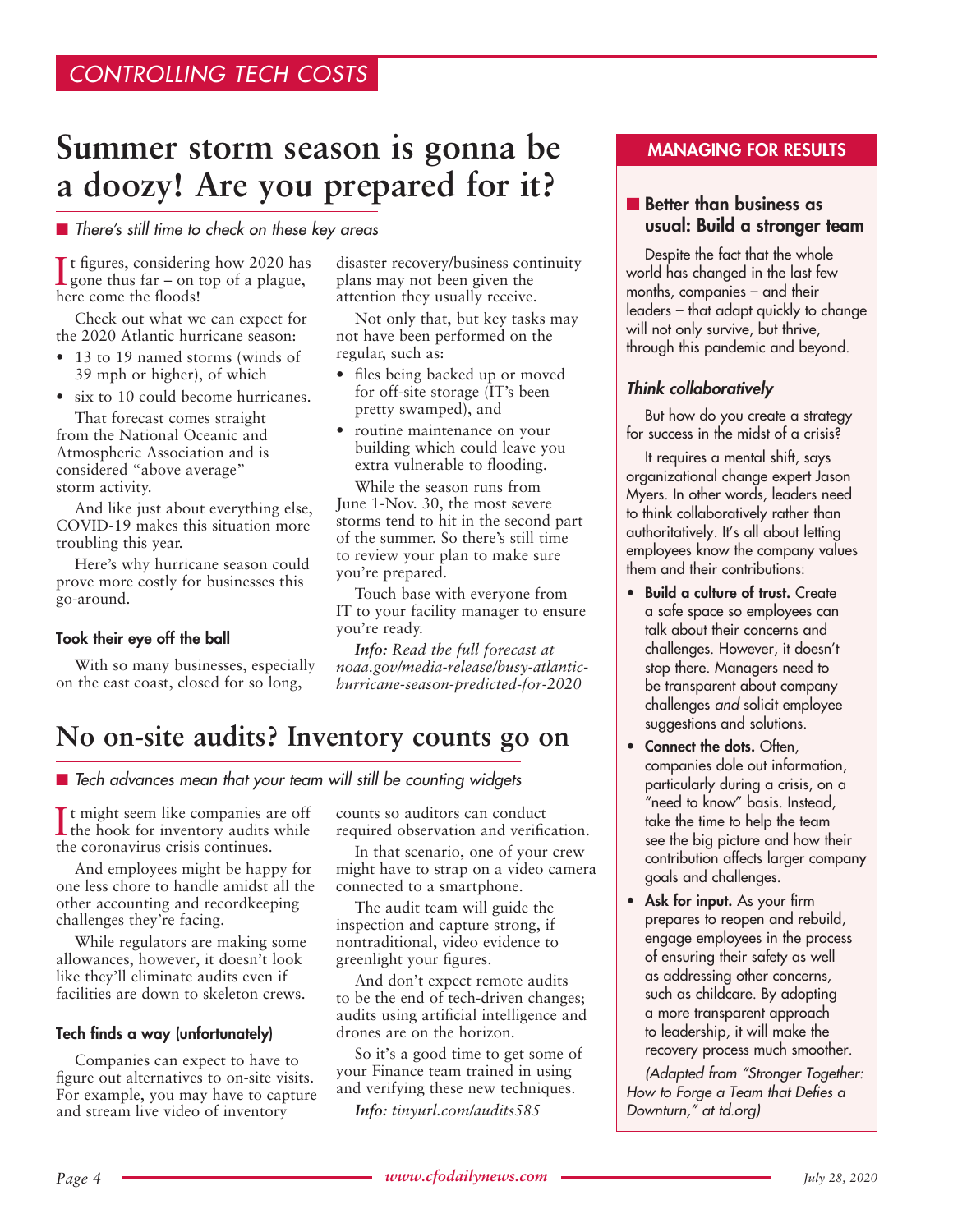## CONTROLLING TECH COSTS

# Summer storm season is gonna be a doozy! Are you prepared for it?

■ *There's still time to check on these key areas*

It figures, considering how 2020 has gone thus far – on top of a plague, here come the floods!

Check out what we can expect for the 2020 Atlantic hurricane season:

- 13 to 19 named storms (winds of 39 mph or higher), of which
- six to 10 could become hurricanes.

That forecast comes straight from the National Oceanic and Atmospheric Association and is considered "above average" storm activity.

And like just about everything else, COVID-19 makes this situation more troubling this year.

Here's why hurricane season could prove more costly for businesses this go-around.

### Took their eye off the ball

With so many businesses, especially on the east coast, closed for so long, disaster recovery/business continuity plans may not been given the attention they usually receive.

Not only that, but key tasks may not have been performed on the regular, such as:

- files being backed up or moved for off-site storage (IT's been pretty swamped), and
- routine maintenance on your building which could leave you extra vulnerable to flooding.

While the season runs from June 1-Nov. 30, the most severe storms tend to hit in the second part of the summer. So there's still time to review your plan to make sure you're prepared.

Touch base with everyone from IT to your facility manager to ensure you're ready.

***Info:*** *Read the full forecast at noaa.gov/media-release/busy-atlantic-hurricane-season-predicted-for-2020*

# No on-site audits? Inventory counts go on

■ *Tech advances mean that your team will still be counting widgets*

It might seem like companies are off the hook for inventory audits while the coronavirus crisis continues.

And employees might be happy for one less chore to handle amidst all the other accounting and recordkeeping challenges they're facing.

While regulators are making some allowances, however, it doesn't look like they'll eliminate audits even if facilities are down to skeleton crews.

### Tech finds a way (unfortunately)

Companies can expect to have to figure out alternatives to on-site visits. For example, you may have to capture and stream live video of inventory counts so auditors can conduct required observation and verification.

In that scenario, one of your crew might have to strap on a video camera connected to a smartphone.

The audit team will guide the inspection and capture strong, if nontraditional, video evidence to greenlight your figures.

And don't expect remote audits to be the end of tech-driven changes; audits using artificial intelligence and drones are on the horizon.

So it's a good time to get some of your Finance team trained in using and verifying these new techniques.

***Info:*** *tinyurl.com/audits585*

## MANAGING FOR RESULTS

### ■ Better than business as usual: Build a stronger team

Despite the fact that the whole world has changed in the last few months, companies – and their leaders – that adapt quickly to change will not only survive, but thrive, through this pandemic and beyond.

#### *Think collaboratively*

But how do you create a strategy for success in the midst of a crisis?

It requires a mental shift, says organizational change expert Jason Myers. In other words, leaders need to think collaboratively rather than authoritatively. It's all about letting employees know the company values them and their contributions:

- **Build a culture of trust.** Create a safe space so employees can talk about their concerns and challenges. However, it doesn't stop there. Managers need to be transparent about company challenges *and* solicit employee suggestions and solutions.
- **Connect the dots.** Often, companies dole out information, particularly during a crisis, on a "need to know" basis. Instead, take the time to help the team see the big picture and how their contribution affects larger company goals and challenges.
- **Ask for input.** As your firm prepares to reopen and rebuild, engage employees in the process of ensuring their safety as well as addressing other concerns, such as childcare. By adopting a more transparent approach to leadership, it will make the recovery process much smoother.

*(Adapted from "Stronger Together: How to Forge a Team that Defies a Downturn," at td.org)*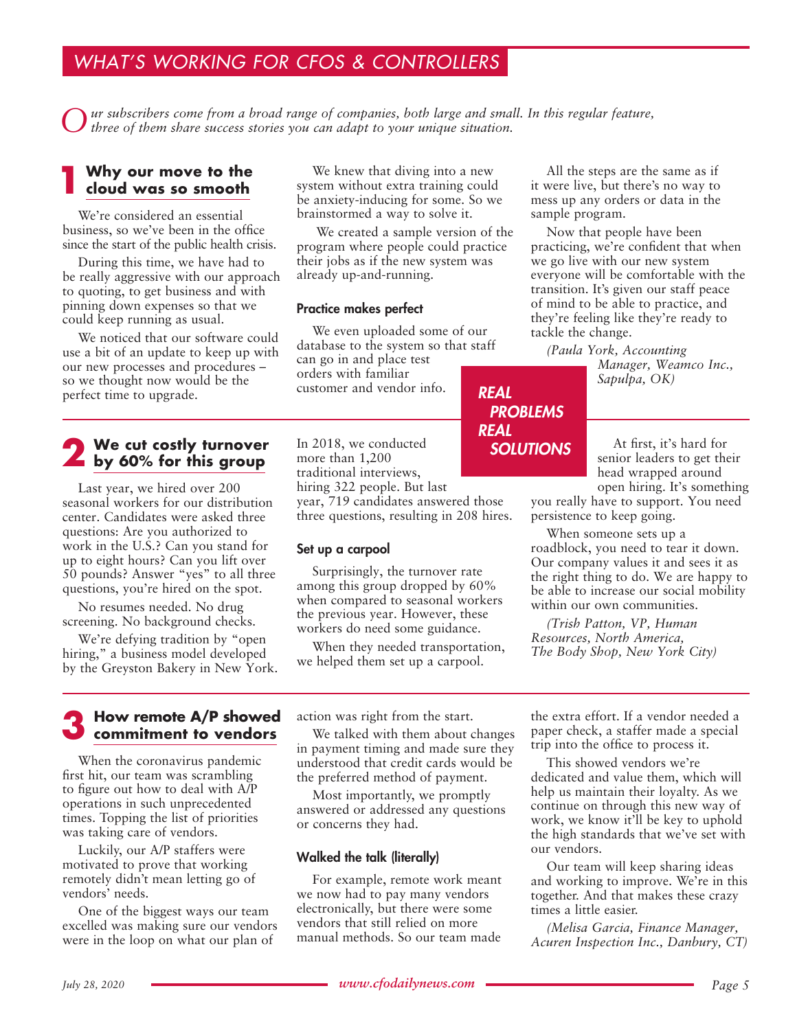## WHAT'S WORKING FOR CFOS & CONTROLLERS

*Our subscribers come from a broad range of companies, both large and small. In this regular feature, three of them share success stories you can adapt to your unique situation.*

**REAL PROBLEMS REAL SOLUTIONS**

### 1 Why our move to the cloud was so smooth

We're considered an essential business, so we've been in the office since the start of the public health crisis.

During this time, we have had to be really aggressive with our approach to quoting, to get business and with pinning down expenses so that we could keep running as usual.

We noticed that our software could use a bit of an update to keep up with our new processes and procedures – so we thought now would be the perfect time to upgrade.

We knew that diving into a new system without extra training could be anxiety-inducing for some. So we brainstormed a way to solve it.

We created a sample version of the program where people could practice their jobs as if the new system was already up-and-running.

#### Practice makes perfect

We even uploaded some of our database to the system so that staff can go in and place test orders with familiar customer and vendor info.

All the steps are the same as if it were live, but there's no way to mess up any orders or data in the sample program.

Now that people have been practicing, we're confident that when we go live with our new system everyone will be comfortable with the transition. It's given our staff peace of mind to be able to practice, and they're feeling like they're ready to tackle the change.

*(Paula York, Accounting Manager, Weamco Inc., Sapulpa, OK)*

### 2 We cut costly turnover by 60% for this group

Last year, we hired over 200 seasonal workers for our distribution center. Candidates were asked three questions: Are you authorized to work in the U.S.? Can you stand for up to eight hours? Can you lift over 50 pounds? Answer "yes" to all three questions, you're hired on the spot.

No resumes needed. No drug screening. No background checks.

We're defying tradition by "open hiring," a business model developed by the Greyston Bakery in New York.

In 2018, we conducted more than 1,200 traditional interviews, hiring 322 people. But last year, 719 candidates answered those three questions, resulting in 208 hires.

#### Set up a carpool

Surprisingly, the turnover rate among this group dropped by 60% when compared to seasonal workers the previous year. However, these workers do need some guidance.

When they needed transportation, we helped them set up a carpool.

At first, it's hard for senior leaders to get their head wrapped around open hiring. It's something you really have to support. You need persistence to keep going.

When someone sets up a roadblock, you need to tear it down. Our company values it and sees it as the right thing to do. We are happy to be able to increase our social mobility within our own communities.

*(Trish Patton, VP, Human Resources, North America, The Body Shop, New York City)*

### 3 How remote A/P showed commitment to vendors

When the coronavirus pandemic first hit, our team was scrambling to figure out how to deal with A/P operations in such unprecedented times. Topping the list of priorities was taking care of vendors.

Luckily, our A/P staffers were motivated to prove that working remotely didn't mean letting go of vendors' needs.

One of the biggest ways our team excelled was making sure our vendors were in the loop on what our plan of action was right from the start.

We talked with them about changes in payment timing and made sure they understood that credit cards would be the preferred method of payment.

Most importantly, we promptly answered or addressed any questions or concerns they had.

#### Walked the talk (literally)

For example, remote work meant we now had to pay many vendors electronically, but there were some vendors that still relied on more manual methods. So our team made the extra effort. If a vendor needed a paper check, a staffer made a special trip into the office to process it.

This showed vendors we're dedicated and value them, which will help us maintain their loyalty. As we continue on through this new way of work, we know it'll be key to uphold the high standards that we've set with our vendors.

Our team will keep sharing ideas and working to improve. We're in this together. And that makes these crazy times a little easier.

*(Melisa Garcia, Finance Manager, Acuren Inspection Inc., Danbury, CT)*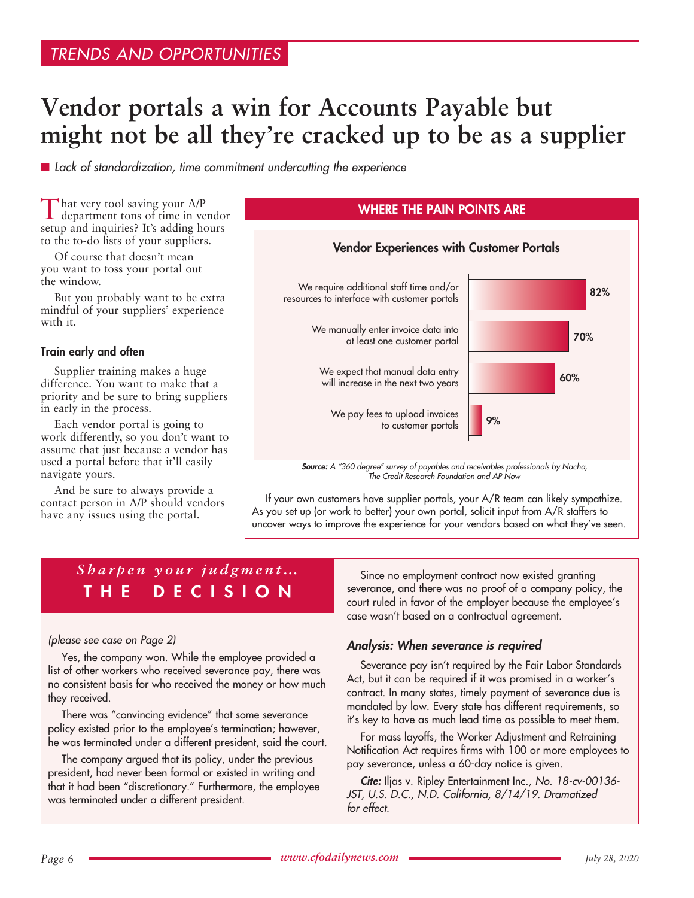## TRENDS AND OPPORTUNITIES

# Vendor portals a win for Accounts Payable but might not be all they're cracked up to be as a supplier

■ *Lack of standardization, time commitment undercutting the experience*

That very tool saving your A/P department tons of time in vendor setup and inquiries? It's adding hours to the to-do lists of your suppliers.

Of course that doesn't mean you want to toss your portal out the window.

But you probably want to be extra mindful of your suppliers' experience with it.

### Train early and often

Supplier training makes a huge difference. You want to make that a priority and be sure to bring suppliers in early in the process.

Each vendor portal is going to work differently, so you don't want to assume that just because a vendor has used a portal before that it'll easily navigate yours.

And be sure to always provide a contact person in A/P should vendors have any issues using the portal.

### WHERE THE PAIN POINTS ARE

**Vendor Experiences with Customer Portals**

| Experience | Percent |
|---|---|
| We require additional staff time and/or resources to interface with customer portals | 82% |
| We manually enter invoice data into at least one customer portal | 70% |
| We expect that manual data entry will increase in the next two years | 60% |
| We pay fees to upload invoices to customer portals | 9% |

***Source:*** *A "360 degree" survey of payables and receivables professionals by Nacha, The Credit Research Foundation and AP Now*

If your own customers have supplier portals, your A/R team can likely sympathize. As you set up (or work to better) your own portal, solicit input from A/R staffers to uncover ways to improve the experience for your vendors based on what they've seen.

## *Sharpen your judgment...* THE DECISION

*(please see case on Page 2)*

Yes, the company won. While the employee provided a list of other workers who received severance pay, there was no consistent basis for who received the money or how much they received.

There was "convincing evidence" that some severance policy existed prior to the employee's termination; however, he was terminated under a different president, said the court.

The company argued that its policy, under the previous president, had never been formal or existed in writing and that it had been "discretionary." Furthermore, the employee was terminated under a different president.

Since no employment contract now existed granting severance, and there was no proof of a company policy, the court ruled in favor of the employer because the employee's case wasn't based on a contractual agreement.

### *Analysis: When severance is required*

Severance pay isn't required by the Fair Labor Standards Act, but it can be required if it was promised in a worker's contract. In many states, timely payment of severance due is mandated by law. Every state has different requirements, so it's key to have as much lead time as possible to meet them.

For mass layoffs, the Worker Adjustment and Retraining Notification Act requires firms with 100 or more employees to pay severance, unless a 60-day notice is given.

***Cite:*** Iljas v. Ripley Entertainment Inc., *No. 18-cv-00136-JST, U.S. D.C., N.D. California, 8/14/19. Dramatized for effect.*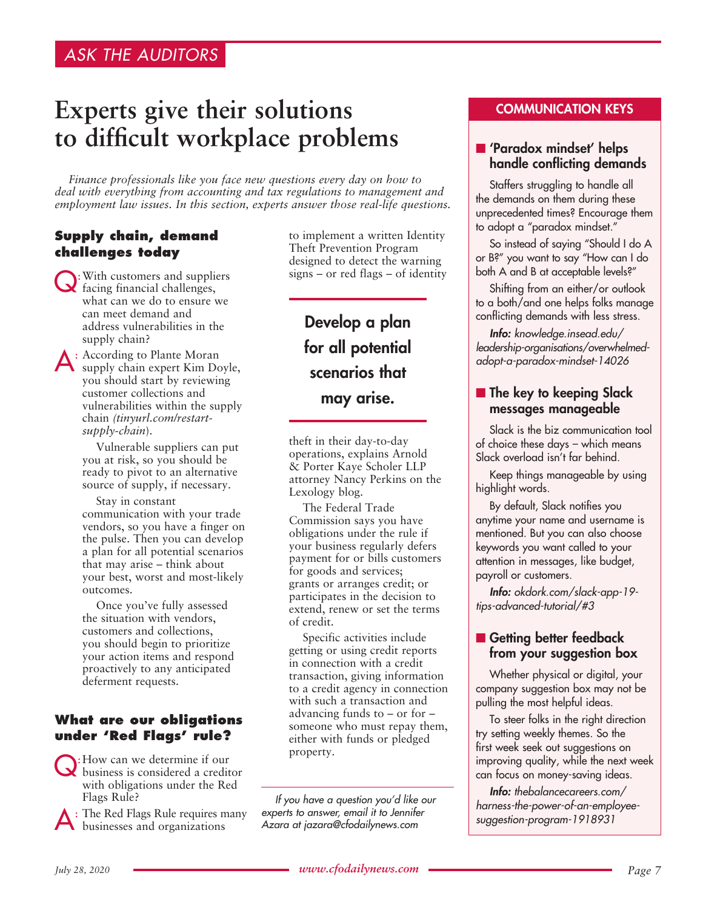ASK THE AUDITORS

# Experts give their solutions to difficult workplace problems

*Finance professionals like you face new questions every day on how to deal with everything from accounting and tax regulations to management and employment law issues. In this section, experts answer those real-life questions.*

## Supply chain, demand challenges today

**Q:** With customers and suppliers facing financial challenges, what can we do to ensure we can meet demand and address vulnerabilities in the supply chain?

**A:** According to Plante Moran supply chain expert Kim Doyle, you should start by reviewing customer collections and vulnerabilities within the supply chain *(tinyurl.com/restart-supply-chain)*.

Vulnerable suppliers can put you at risk, so you should be ready to pivot to an alternative source of supply, if necessary.

Stay in constant communication with your trade vendors, so you have a finger on the pulse. Then you can develop a plan for all potential scenarios that may arise – think about your best, worst and most-likely outcomes.

Once you've fully assessed the situation with vendors, customers and collections, you should begin to prioritize your action items and respond proactively to any anticipated deferment requests.

> **Develop a plan for all potential scenarios that may arise.**

## What are our obligations under 'Red Flags' rule?

**Q:** How can we determine if our business is considered a creditor with obligations under the Red Flags Rule?

**A:** The Red Flags Rule requires many businesses and organizations to implement a written Identity Theft Prevention Program designed to detect the warning signs – or red flags – of identity theft in their day-to-day operations, explains Arnold & Porter Kaye Scholer LLP attorney Nancy Perkins on the Lexology blog.

The Federal Trade Commission says you have obligations under the rule if your business regularly defers payment for or bills customers for goods and services; grants or arranges credit; or participates in the decision to extend, renew or set the terms of credit.

Specific activities include getting or using credit reports in connection with a credit transaction, giving information to a credit agency in connection with such a transaction and advancing funds to – or for – someone who must repay them, either with funds or pledged property.

*If you have a question you'd like our experts to answer, email it to Jennifer Azara at jazara@cfodailynews.com*

## COMMUNICATION KEYS

### 'Paradox mindset' helps handle conflicting demands

Staffers struggling to handle all the demands on them during these unprecedented times? Encourage them to adopt a "paradox mindset."

So instead of saying "Should I do A or B?" you want to say "How can I do both A and B at acceptable levels?"

Shifting from an either/or outlook to a both/and one helps folks manage conflicting demands with less stress.

***Info:*** *knowledge.insead.edu/leadership-organisations/overwhelmed-adopt-a-paradox-mindset-14026*

### The key to keeping Slack messages manageable

Slack is the biz communication tool of choice these days – which means Slack overload isn't far behind.

Keep things manageable by using highlight words.

By default, Slack notifies you anytime your name and username is mentioned. But you can also choose keywords you want called to your attention in messages, like budget, payroll or customers.

***Info:*** *okdork.com/slack-app-19-tips-advanced-tutorial/#3*

### Getting better feedback from your suggestion box

Whether physical or digital, your company suggestion box may not be pulling the most helpful ideas.

To steer folks in the right direction try setting weekly themes. So the first week seek out suggestions on improving quality, while the next week can focus on money-saving ideas.

***Info:*** *thebalancecareers.com/harness-the-power-of-an-employee-suggestion-program-1918931*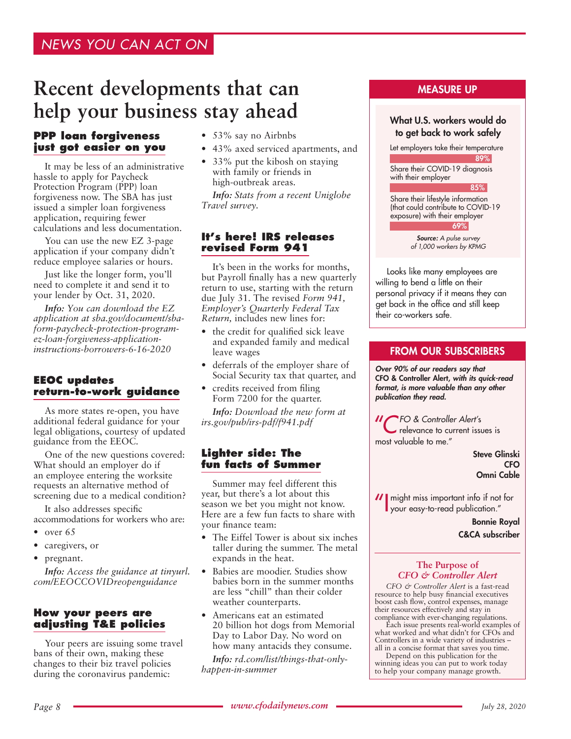NEWS YOU CAN ACT ON

# Recent developments that can help your business stay ahead

## PPP loan forgiveness just got easier on you

It may be less of an administrative hassle to apply for Paycheck Protection Program (PPP) loan forgiveness now. The SBA has just issued a simpler loan forgiveness application, requiring fewer calculations and less documentation.

You can use the new EZ 3-page application if your company didn't reduce employee salaries or hours.

Just like the longer form, you'll need to complete it and send it to your lender by Oct. 31, 2020.

***Info:** You can download the EZ application at sba.gov/document/sba-form-paycheck-protection-program-ez-loan-forgiveness-application-instructions-borrowers-6-16-2020*

## EEOC updates return-to-work guidance

As more states re-open, you have additional federal guidance for your legal obligations, courtesy of updated guidance from the EEOC.

One of the new questions covered: What should an employer do if an employee entering the worksite requests an alternative method of screening due to a medical condition?

It also addresses specific accommodations for workers who are:

- over 65
- caregivers, or
- pregnant.

***Info:** Access the guidance at tinyurl.com/EEOCCOVIDreopenguidance*

## How your peers are adjusting T&E policies

Your peers are issuing some travel bans of their own, making these changes to their biz travel policies during the coronavirus pandemic:

- 53% say no Airbnbs
- 43% axed serviced apartments, and
- 33% put the kibosh on staying with family or friends in high-outbreak areas.

***Info:** Stats from a recent Uniglobe Travel survey.*

## It's here! IRS releases revised Form 941

It's been in the works for months, but Payroll finally has a new quarterly return to use, starting with the return due July 31. The revised *Form 941, Employer's Quarterly Federal Tax Return,* includes new lines for:

- the credit for qualified sick leave and expanded family and medical leave wages
- deferrals of the employer share of Social Security tax that quarter, and
- credits received from filing Form 7200 for the quarter.

***Info:** Download the new form at irs.gov/pub/irs-pdf/f941.pdf*

## Lighter side: The fun facts of Summer

Summer may feel different this year, but there's a lot about this season we bet you might not know. Here are a few fun facts to share with your finance team:

- The Eiffel Tower is about six inches taller during the summer. The metal expands in the heat.
- Babies are moodier. Studies show babies born in the summer months are less "chill" than their colder weather counterparts.
- Americans eat an estimated 20 billion hot dogs from Memorial Day to Labor Day. No word on how many antacids they consume.

***Info:** rd.com/list/things-that-only-happen-in-summer*

## MEASURE UP

**What U.S. workers would do to get back to work safely**

Let employers take their temperature
89%

Share their COVID-19 diagnosis with their employer
85%

Share their lifestyle information (that could contribute to COVID-19 exposure) with their employer
69%

***Source:** A pulse survey of 1,000 workers by KPMG*

Looks like many employees are willing to bend a little on their personal privacy if it means they can get back in the office and still keep their co-workers safe.

## FROM OUR SUBSCRIBERS

***Over 90% of our readers say that* CFO & Controller Alert, *with its quick-read format, is more valuable than any other publication they read.***

"*CFO & Controller Alert's* relevance to current issues is most valuable to me."

**Steve Glinski**
**CFO**
**Omni Cable**

"I might miss important info if not for your easy-to-read publication."

**Bonnie Royal**
**C&CA subscriber**

### The Purpose of *CFO & Controller Alert*

*CFO & Controller Alert* is a fast-read resource to help busy financial executives boost cash flow, control expenses, manage their resources effectively and stay in compliance with ever-changing regulations.

Each issue presents real-world examples of what worked and what didn't for CFOs and Controllers in a wide variety of industries – all in a concise format that saves you time.

Depend on this publication for the winning ideas you can put to work today to help your company manage growth.